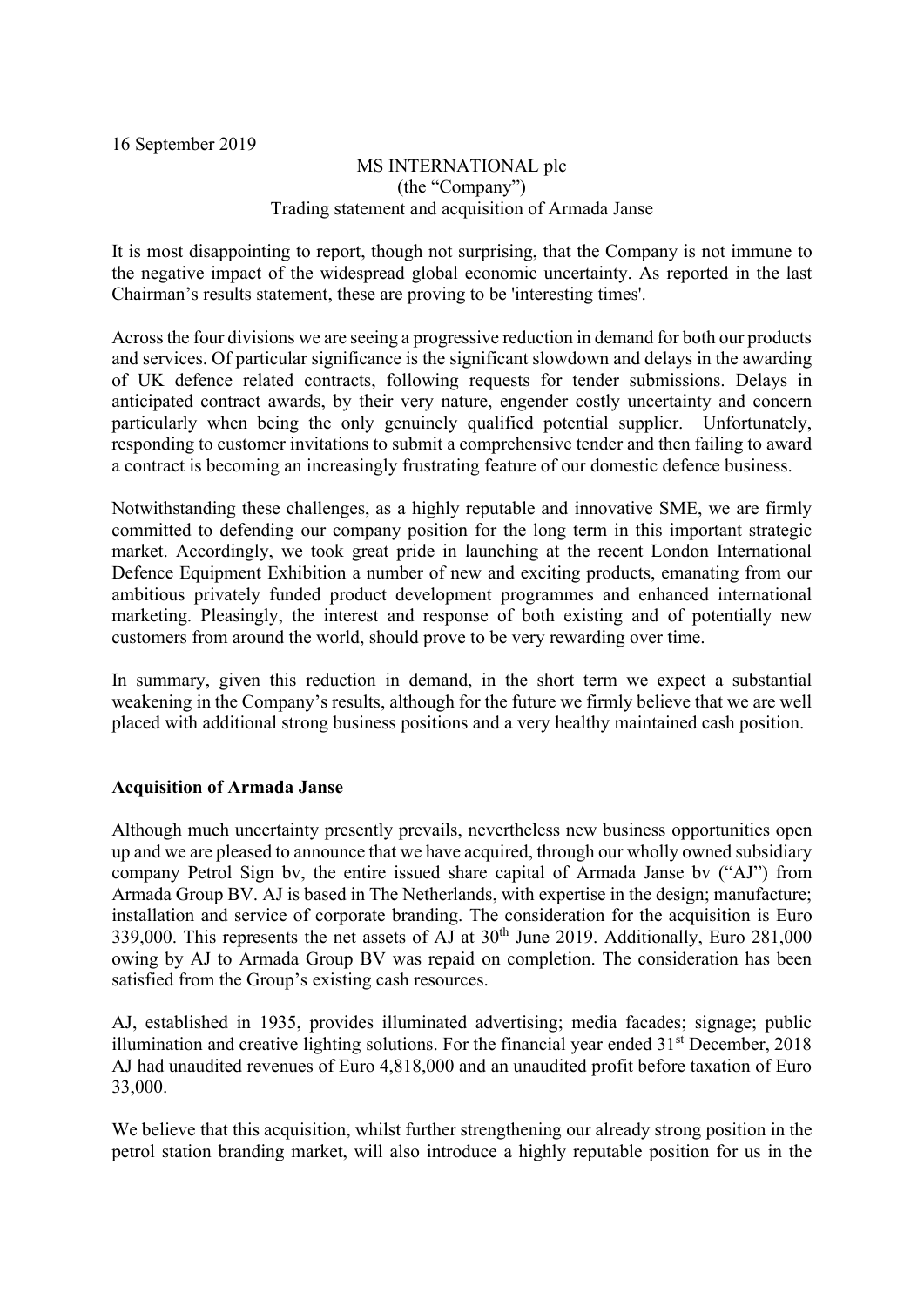16 September 2019

MS INTERNATIONAL plc
(the "Company")
Trading statement and acquisition of Armada Janse

It is most disappointing to report, though not surprising, that the Company is not immune to the negative impact of the widespread global economic uncertainty. As reported in the last Chairman's results statement, these are proving to be 'interesting times'.

Across the four divisions we are seeing a progressive reduction in demand for both our products and services. Of particular significance is the significant slowdown and delays in the awarding of UK defence related contracts, following requests for tender submissions. Delays in anticipated contract awards, by their very nature, engender costly uncertainty and concern particularly when being the only genuinely qualified potential supplier. Unfortunately, responding to customer invitations to submit a comprehensive tender and then failing to award a contract is becoming an increasingly frustrating feature of our domestic defence business.

Notwithstanding these challenges, as a highly reputable and innovative SME, we are firmly committed to defending our company position for the long term in this important strategic market. Accordingly, we took great pride in launching at the recent London International Defence Equipment Exhibition a number of new and exciting products, emanating from our ambitious privately funded product development programmes and enhanced international marketing. Pleasingly, the interest and response of both existing and of potentially new customers from around the world, should prove to be very rewarding over time.

In summary, given this reduction in demand, in the short term we expect a substantial weakening in the Company's results, although for the future we firmly believe that we are well placed with additional strong business positions and a very healthy maintained cash position.

**Acquisition of Armada Janse**

Although much uncertainty presently prevails, nevertheless new business opportunities open up and we are pleased to announce that we have acquired, through our wholly owned subsidiary company Petrol Sign bv, the entire issued share capital of Armada Janse bv ("AJ") from Armada Group BV. AJ is based in The Netherlands, with expertise in the design; manufacture; installation and service of corporate branding. The consideration for the acquisition is Euro 339,000. This represents the net assets of AJ at 30th June 2019. Additionally, Euro 281,000 owing by AJ to Armada Group BV was repaid on completion. The consideration has been satisfied from the Group's existing cash resources.

AJ, established in 1935, provides illuminated advertising; media facades; signage; public illumination and creative lighting solutions. For the financial year ended 31st December, 2018 AJ had unaudited revenues of Euro 4,818,000 and an unaudited profit before taxation of Euro 33,000.

We believe that this acquisition, whilst further strengthening our already strong position in the petrol station branding market, will also introduce a highly reputable position for us in the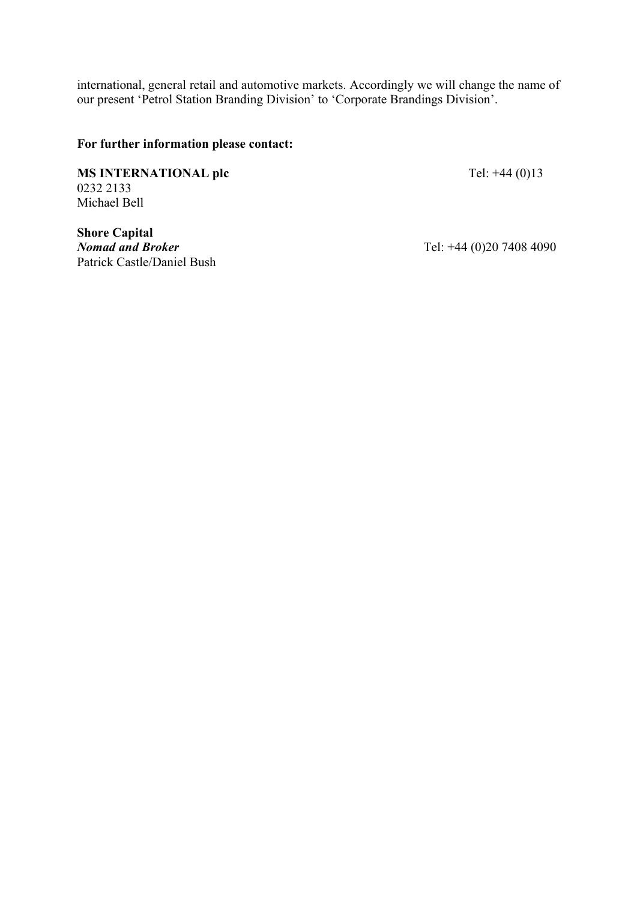international, general retail and automotive markets. Accordingly we will change the name of our present 'Petrol Station Branding Division' to 'Corporate Brandings Division'.

**For further information please contact:**

**MS INTERNATIONAL plc** Tel: +44 (0)13 0232 2133
Michael Bell

**Shore Capital**
***Nomad and Broker*** Tel: +44 (0)20 7408 4090
Patrick Castle/Daniel Bush